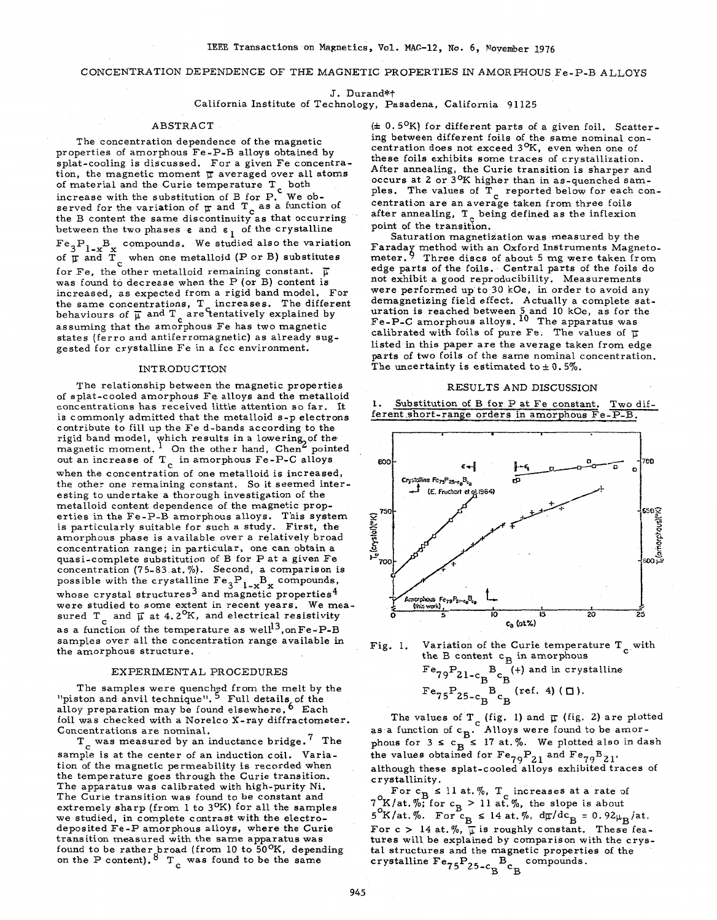# CONCENTRATION DEPENDENCE OF THE MAGNETIC PROPERTIES IN AMORPHOUS Fe-P-B ALLOYS

J. Durand*†

California Institute of Technology, Pasadena, California 91125

## ABSTRACT

The concentration dependence of the magnetic properties of amorphous Fe-P-B alloys obtained by splat-cooling is discussed. For a given Fe concentration, the magnetic moment $\bar{\mu}$ averaged over all atoms of material and the Curie temperature $T_c$ both increase with the substitution of B for P. We observed for the variation of $\bar{\mu}$ and $T_c$ as a function of the B content the same discontinuity as that occurring between the two phases $\varepsilon$ and $\varepsilon_1$ of the crystalline $Fe_3P_{1-x}B_x$ compounds. We studied also the variation of $\bar{\mu}$ and $T_c$ when one metalloid (P or B) substitutes for Fe, the other metalloid remaining constant. $\bar{\mu}$ was found to decrease when the P (or B) content is increased, as expected from a rigid band model. For the same concentrations, $T_c$ increases. The different behaviours of $\bar{\mu}$ and $T_c$ are tentatively explained by assuming that the amorphous Fe has two magnetic states (ferro and antiferromagnetic) as already suggested for crystalline Fe in a fcc environment.

## INTRODUCTION

The relationship between the magnetic properties of splat-cooled amorphous Fe alloys and the metalloid concentrations has received little attention so far. It is commonly admitted that the metalloid s-p electrons contribute to fill up the Fe d-bands according to the rigid band model, which results in a lowering of the magnetic moment.[1] On the other hand, Chen[2] pointed out an increase of $T_c$ in amorphous Fe-P-C alloys when the concentration of one metalloid is increased, the other one remaining constant. So it seemed interesting to undertake a thorough investigation of the metalloid content dependence of the magnetic properties in the Fe-P-B amorphous alloys. This system is particularly suitable for such a study. First, the amorphous phase is available over a relatively broad concentration range; in particular, one can obtain a quasi-complete substitution of B for P at a given Fe concentration (75-83 at.%). Second, a comparison is possible with the crystalline $Fe_3P_{1-x}B_x$ compounds, whose crystal structures[3] and magnetic properties[4] were studied to some extent in recent years. We measured $T_c$ and $\bar{\mu}$ at 4.2°K, and electrical resistivity as a function of the temperature as well[13], on Fe-P-B samples over all the concentration range available in the amorphous structure.

## EXPERIMENTAL PROCEDURES

The samples were quenched from the melt by the "piston and anvil technique".[5] Full details of the alloy preparation may be found elsewhere.[6] Each foil was checked with a Norelco X-ray diffractometer. Concentrations are nominal.

$T_c$ was measured by an inductance bridge.[7] The sample is at the center of an induction coil. Variation of the magnetic permeability is recorded when the temperature goes through the Curie transition. The apparatus was calibrated with high-purity Ni. The Curie transition was found to be constant and extremely sharp (from 1 to 3°K) for all the samples we studied, in complete contrast with the electrodeposited Fe-P amorphous alloys, where the Curie transition measured with the same apparatus was found to be rather broad (from 10 to 50°K, depending on the P content).[8] $T_c$ was found to be the same (± 0.5°K) for different parts of a given foil. Scattering between different foils of the same nominal concentration does not exceed 3°K, even when one of these foils exhibits some traces of crystallization. After annealing, the Curie transition is sharper and occurs at 2 or 3°K higher than in as-quenched samples. The values of $T_c$ reported below for each concentration are an average taken from three foils after annealing, $T_c$ being defined as the inflexion point of the transition.

Saturation magnetization was measured by the Faraday method with an Oxford Instruments Magnetometer.[9] Three discs of about 5 mg were taken from edge parts of the foils. Central parts of the foils do not exhibit a good reproducibility. Measurements were performed up to 30 kOe, in order to avoid any demagnetizing field effect. Actually a complete saturation is reached between 5 and 10 kOe, as for the Fe-P-C amorphous alloys.[10] The apparatus was calibrated with foils of pure Fe. The values of $\bar{\mu}$ listed in this paper are the average taken from edge parts of two foils of the same nominal concentration. The uncertainty is estimated to ± 0.5%.

## RESULTS AND DISCUSSION

### 1. Substitution of B for P at Fe constant. Two different short-range orders in amorphous Fe-P-B.

Fig. 1. Variation of the Curie temperature $T_c$ with the B content $c_B$ in amorphous $Fe_{79}P_{21-c_B}B_{c_B}$ (+) and in crystalline $Fe_{75}P_{25-c_B}B_{c_B}$ (ref. 4) (□).

The values of $T_c$ (fig. 1) and $\bar{\mu}$ (fig. 2) are plotted as a function of $c_B$. Alloys were found to be amorphous for $3 \le c_B \le 17$ at.%. We plotted also in dash the values obtained for $Fe_{79}P_{21}$ and $Fe_{79}B_{21}$, although these splat-cooled alloys exhibited traces of crystallinity.

For $c_B \le 11$ at.%, $T_c$ increases at a rate of 7°K/at.%; for $c_B > 11$ at.%, the slope is about 5°K/at.%. For $c_B \le 14$ at.%, $d\bar{\mu}/dc_B = 0.92\mu_B$/at. For $c > 14$ at.%, $\bar{\mu}$ is roughly constant. These features will be explained by comparison with the crystal structures and the magnetic properties of the crystalline $Fe_{75}P_{25-c_B}B_{c_B}$ compounds.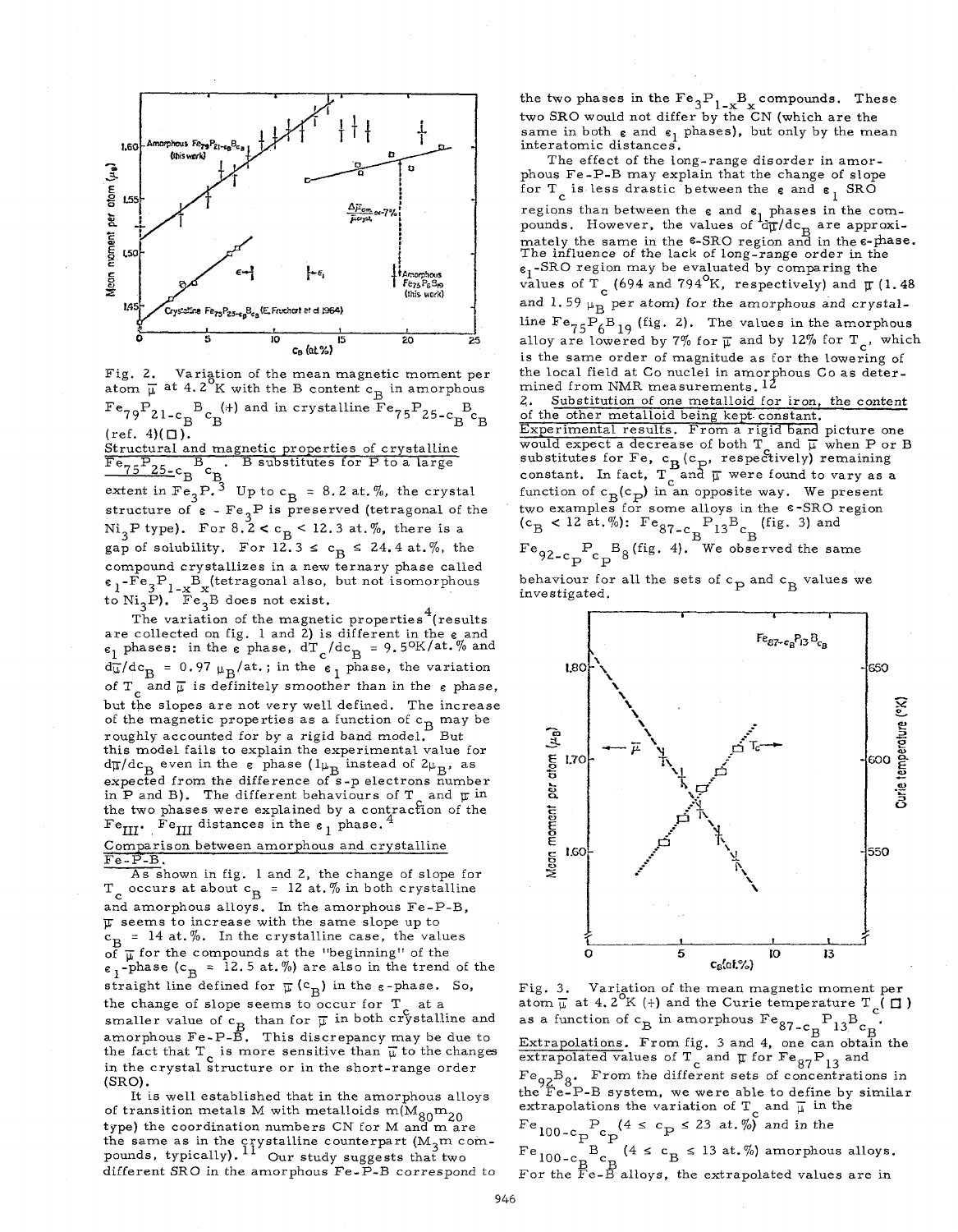Fig. 2. Variation of the mean magnetic moment per atom $\bar{\mu}$ at 4.2°K with the B content $c_B$ in amorphous $Fe_{79}P_{21-c_B}B_{c_B}$ (+) and in crystalline $Fe_{75}P_{25-c_B}B_{c_B}$ (ref. 4)(□).

Structural and magnetic properties of crystalline $Fe_{75}P_{25-c_B}B_{c_B}$. B substitutes for P to a large extent in $Fe_3P$.[3] Up to $c_B$ = 8.2 at.%, the crystal structure of ε - $Fe_3P$ is preserved (tetragonal of the $Ni_3P$ type). For 8.2 < $c_B$ < 12.3 at.%, there is a gap of solubility. For 12.3 ≤ $c_B$ ≤ 24.4 at.%, the compound crystallizes in a new ternary phase called $\varepsilon_1$-$Fe_3P_{1-x}B_x$(tetragonal also, but not isomorphous to $Ni_3P$). $Fe_3B$ does not exist.

The variation of the magnetic properties[4](results are collected on fig. 1 and 2) is different in the ε and $\varepsilon_1$ phases: in the ε phase, $dT_c/dc_B$ = 9.5°K/at.% and $d\bar{\mu}/dc_B$ = 0.97 $\mu_B$/at.; in the $\varepsilon_1$ phase, the variation of $T_c$ and $\bar{\mu}$ is definitely smoother than in the ε phase, but the slopes are not very well defined. The increase of the magnetic properties as a function of $c_B$ may be roughly accounted for by a rigid band model. But this model fails to explain the experimental value for $d\bar{\mu}/dc_B$ even in the ε phase (1$\mu_B$ instead of 2$\mu_B$, as expected from the difference of s-p electrons number in P and B). The different behaviours of $T_c$ and $\bar{\mu}$ in the two phases were explained by a contraction of the $Fe_{III}$. $Fe_{III}$ distances in the $\varepsilon_1$ phase.[4]

Comparison between amorphous and crystalline Fe-P-B.

As shown in fig. 1 and 2, the change of slope for $T_c$ occurs at about $c_B$ = 12 at.% in both crystalline and amorphous alloys. In the amorphous Fe-P-B, $\bar{\mu}$ seems to increase with the same slope up to $c_B$ = 14 at.%. In the crystalline case, the values of $\bar{\mu}$ for the compounds at the "beginning" of the $\varepsilon_1$-phase ($c_B$ = 12.5 at.%) are also in the trend of the straight line defined for $\bar{\mu}$ ($c_B$) in the ε-phase. So, the change of slope seems to occur for $T_c$ at a smaller value of $c_B$ than for $\bar{\mu}$ in both crystalline and amorphous Fe-P-B. This discrepancy may be due to the fact that $T_c$ is more sensitive than $\bar{\mu}$ to the changes in the crystal structure or in the short-range order (SRO).

It is well established that in the amorphous alloys of transition metals M with metalloids m($M_{80}m_{20}$ type) the coordination numbers CN for M and m are the same as in the crystalline counterpart ($M_3m$ compounds, typically).[11] Our study suggests that two different SRO in the amorphous Fe-P-B correspond to the two phases in the $Fe_3P_{1-x}B_x$ compounds. These two SRO would not differ by the CN (which are the same in both ε and $\varepsilon_1$ phases), but only by the mean interatomic distances.

The effect of the long-range disorder in amorphous Fe-P-B may explain that the change of slope for $T_c$ is less drastic between the ε and $\varepsilon_1$ SRO regions than between the ε and $\varepsilon_1$ phases in the compounds. However, the values of $d\bar{\mu}/dc_B$ are approximately the same in the ε-SRO region and in the ε-phase. The influence of the lack of long-range order in the $\varepsilon_1$-SRO region may be evaluated by comparing the values of $T_c$ (694 and 794°K, respectively) and $\bar{\mu}$ (1.48 and 1.59 $\mu_B$ per atom) for the amorphous and crystalline $Fe_{75}P_6B_{19}$ (fig. 2). The values in the amorphous alloy are lowered by 7% for $\bar{\mu}$ and by 12% for $T_c$, which is the same order of magnitude as for the lowering of the local field at Co nuclei in amorphous Co as determined from NMR measurements.[12]

2. Substitution of one metalloid for iron, the content of the other metalloid being kept constant.

Experimental results. From a rigid band picture one would expect a decrease of both $T_c$ and $\bar{\mu}$ when P or B substitutes for Fe, $c_B$ ($c_P$, respectively) remaining constant. In fact, $T_c$ and $\bar{\mu}$ were found to vary as a function of $c_B$($c_P$) in an opposite way. We present two examples for some alloys in the ε-SRO region ($c_B$ < 12 at.%): $Fe_{87-c_B}P_{13}B_{c_B}$ (fig. 3) and $Fe_{92-c_P}P_{c_P}B_8$ (fig. 4). We observed the same behaviour for all the sets of $c_P$ and $c_B$ values we investigated.

Fig. 3. Variation of the mean magnetic moment per atom $\bar{\mu}$ at 4.2°K (+) and the Curie temperature $T_c$( □ ) as a function of $c_B$ in amorphous $Fe_{87-c_B}P_{13}B_{c_B}$.

Extrapolations. From fig. 3 and 4, one can obtain the extrapolated values of $T_c$ and $\bar{\mu}$ for $Fe_{87}P_{13}$ and $Fe_{92}B_8$. From the different sets of concentrations in the Fe-P-B system, we were able to define by similar extrapolations the variation of $T_c$ and $\bar{\mu}$ in the $Fe_{100-c_P}P_{c_P}$ (4 ≤ $c_P$ ≤ 23 at.%) and in the $Fe_{100-c_B}B_{c_B}$ (4 ≤ $c_B$ ≤ 13 at.%) amorphous alloys. For the Fe-B alloys, the extrapolated values are in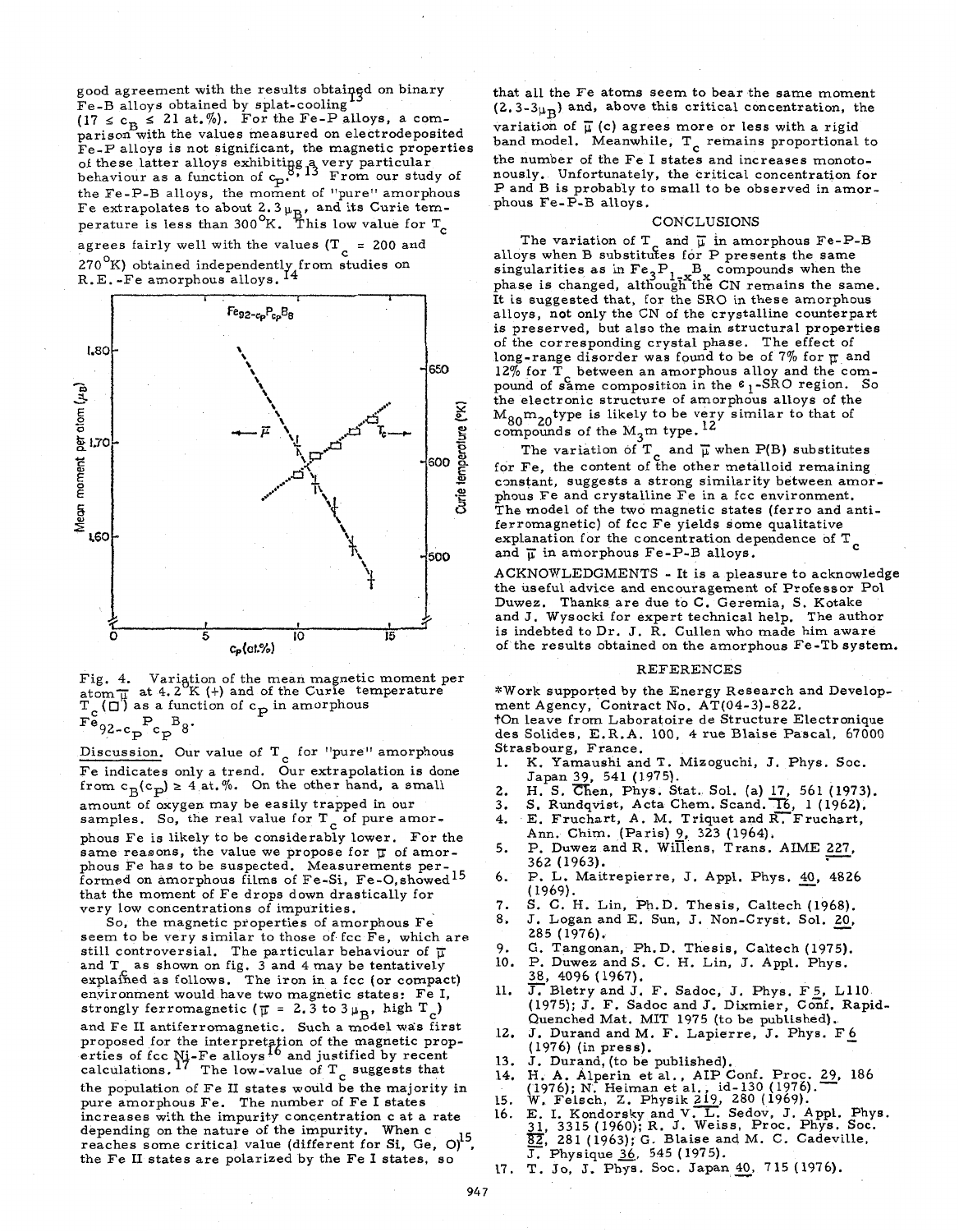good agreement with the results obtained on binary Fe-B alloys obtained by splat-cooling[13] ($17 \le c_B \le 21$ at.%). For the Fe-P alloys, a comparison with the values measured on electrodeposited Fe-P alloys is not significant, the magnetic properties of these latter alloys exhibiting a very particular behaviour as a function of $c_P$.[8, 13] From our study of the Fe-P-B alloys, the moment of "pure" amorphous Fe extrapolates to about $2.3\,\mu_B$, and its Curie temperature is less than 300°K. This low value for $T_c$ agrees fairly well with the values ($T_c$ = 200 and 270°K) obtained independently from studies on R.E.-Fe amorphous alloys.[14]

$Fe_{92-c_P}P_{c_P}B_8$

Mean moment per atom ($\mu_B$)

1.80

1.70

1.60

$\bar{\mu}$

$T_c$

Curie temperature (°K)

650

600

500

0

5

10

15

$c_P$(at.%)

Fig. 4. Variation of the mean magnetic moment per atom $\bar{\mu}$ at 4.2°K (+) and of the Curie temperature $T_c$ (□) as a function of $c_P$ in amorphous $Fe_{92-c_P}P_{c_P}B_8$.

Discussion. Our value of $T_c$ for "pure" amorphous Fe indicates only a trend. Our extrapolation is done from $c_B(c_P) \ge 4$ at.%. On the other hand, a small amount of oxygen may be easily trapped in our samples. So, the real value for $T_c$ of pure amorphous Fe is likely to be considerably lower. For the same reasons, the value we propose for $\bar{\mu}$ of amorphous Fe has to be suspected. Measurements performed on amorphous films of Fe-Si, Fe-O, showed[15] that the moment of Fe drops down drastically for very low concentrations of impurities.

So, the magnetic properties of amorphous Fe seem to be very similar to those of fcc Fe, which are still controversial. The particular behaviour of $\bar{\mu}$ and $T_c$ as shown on fig. 3 and 4 may be tentatively explained as follows. The iron in a fcc (or compact) environment would have two magnetic states: Fe I, strongly ferromagnetic ($\bar{\mu}$ = 2.3 to $3\,\mu_B$, high $T_c$) and Fe II antiferromagnetic. Such a model was first proposed for the interpretation of the magnetic properties of fcc Ni-Fe alloys[16] and justified by recent calculations.[17] The low-value of $T_c$ suggests that the population of Fe II states would be the majority in pure amorphous Fe. The number of Fe I states increases with the impurity concentration c at a rate depending on the nature of the impurity. When c reaches some critical value (different for Si, Ge, O)[15], the Fe II states are polarized by the Fe I states, so that all the Fe atoms seem to bear the same moment ($2.3$-$3\,\mu_B$) and, above this critical concentration, the variation of $\bar{\mu}$ (c) agrees more or less with a rigid band model. Meanwhile, $T_c$ remains proportional to the number of the Fe I states and increases monotonously. Unfortunately, the critical concentration for P and B is probably to small to be observed in amorphous Fe-P-B alloys.

## CONCLUSIONS

The variation of $T_c$ and $\bar{\mu}$ in amorphous Fe-P-B alloys when B substitutes for P presents the same singularities as in $Fe_3P_{1-x}B_x$ compounds when the phase is changed, although the CN remains the same. It is suggested that, for the SRO in these amorphous alloys, not only the CN of the crystalline counterpart is preserved, but also the main structural properties of the corresponding crystal phase. The effect of long-range disorder was found to be of 7% for $\bar{\mu}$ and 12% for $T_c$ between an amorphous alloy and the compound of same composition in the $\varepsilon_1$-SRO region. So the electronic structure of amorphous alloys of the $M_{80}m_{20}$ type is likely to be very similar to that of compounds of the $M_3m$ type.[12]

The variation of $T_c$ and $\bar{\mu}$ when P(B) substitutes for Fe, the content of the other metalloid remaining constant, suggests a strong similarity between amorphous Fe and crystalline Fe in a fcc environment. The model of the two magnetic states (ferro and antiferromagnetic) of fcc Fe yields some qualitative explanation for the concentration dependence of $T_c$ and $\bar{\mu}$ in amorphous Fe-P-B alloys.

ACKNOWLEDGMENTS - It is a pleasure to acknowledge the useful advice and encouragement of Professor Pol Duwez. Thanks are due to C. Geremia, S. Kotake and J. Wysocki for expert technical help. The author is indebted to Dr. J. R. Cullen who made him aware of the results obtained on the amorphous Fe-Tb system.

## REFERENCES

*Work supported by the Energy Research and Development Agency, Contract No. AT(04-3)-822.

†On leave from Laboratoire de Structure Electronique des Solides, E.R.A. 100, 4 rue Blaise Pascal, 67000 Strasbourg, France.

1. K. Yamaushi and T. Mizoguchi, J. Phys. Soc. Japan 39, 541 (1975).
2. H. S. Chen, Phys. Stat. Sol. (a) 17, 561 (1973).
3. S. Rundqvist, Acta Chem. Scand. 16, 1 (1962).
4. E. Fruchart, A. M. Triquet and R. Fruchart, Ann. Chim. (Paris) 9, 323 (1964).
5. P. Duwez and R. Willens, Trans. AIME 227, 362 (1963).
6. P. L. Maitrepierre, J. Appl. Phys. 40, 4826 (1969).
7. S. C. H. Lin, Ph.D. Thesis, Caltech (1968).
8. J. Logan and E. Sun, J. Non-Cryst. Sol. 20, 285 (1976).
9. G. Tangonan, Ph.D. Thesis, Caltech (1975).
10. P. Duwez and S. C. H. Lin, J. Appl. Phys. 38, 4096 (1967).
11. J. Bletry and J. F. Sadoc, J. Phys. F 5, L110 (1975); J. F. Sadoc and J. Dixmier, Conf. Rapid-Quenched Mat. MIT 1975 (to be published).
12. J. Durand and M. F. Lapierre, J. Phys. F 6 (1976) (in press).
13. J. Durand, (to be published).
14. H. A. Alperin et al., AIP Conf. Proc. 29, 186 (1976); N. Heiman et al., id-130 (1976).
15. W. Felsch, Z. Physik 219, 280 (1969).
16. E. I. Kondorsky and V. L. Sedov, J. Appl. Phys. 31, 3315 (1960); R. J. Weiss, Proc. Phys. Soc. 82, 281 (1963); G. Blaise and M. C. Cadeville, J. Physique 36, 545 (1975).
17. T. Jo, J. Phys. Soc. Japan 40, 715 (1976).